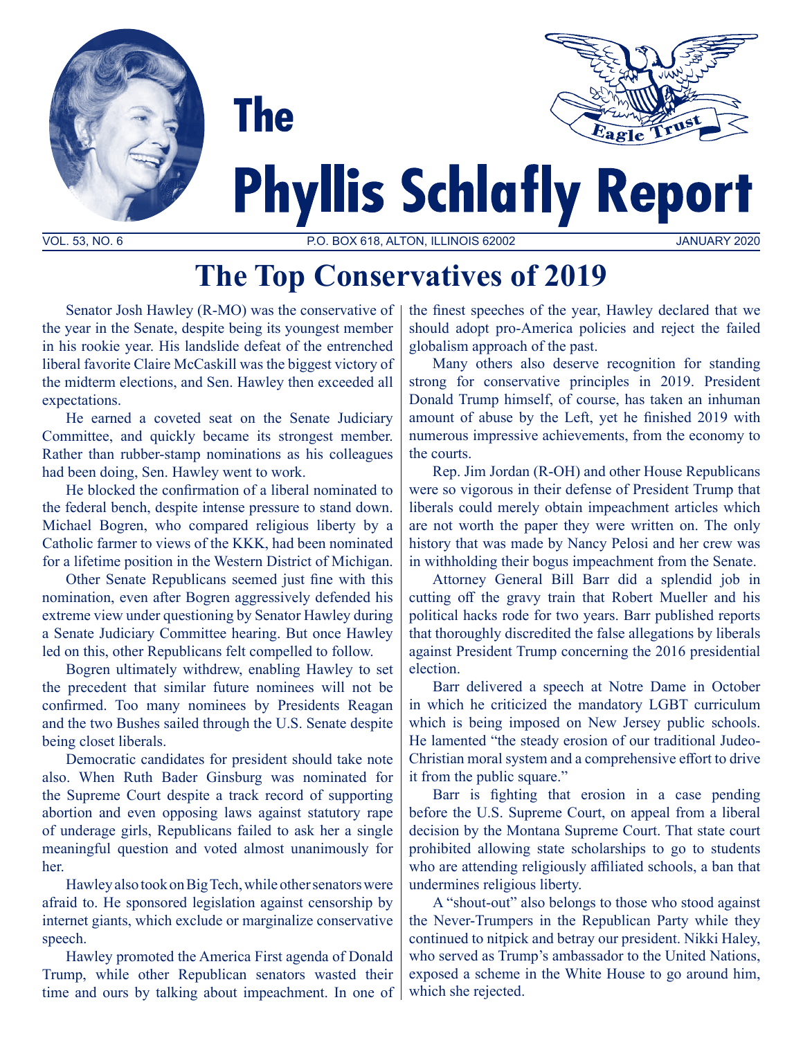# The Phyllis Schlafly Report

VOL. 53, NO. 6 P.O. BOX 618, ALTON, ILLINOIS 62002 JANUARY 2020

## The Top Conservatives of 2019

Senator Josh Hawley (R-MO) was the conservative of the year in the Senate, despite being its youngest member in his rookie year. His landslide defeat of the entrenched liberal favorite Claire McCaskill was the biggest victory of the midterm elections, and Sen. Hawley then exceeded all expectations.

He earned a coveted seat on the Senate Judiciary Committee, and quickly became its strongest member. Rather than rubber-stamp nominations as his colleagues had been doing, Sen. Hawley went to work.

He blocked the confirmation of a liberal nominated to the federal bench, despite intense pressure to stand down. Michael Bogren, who compared religious liberty by a Catholic farmer to views of the KKK, had been nominated for a lifetime position in the Western District of Michigan.

Other Senate Republicans seemed just fine with this nomination, even after Bogren aggressively defended his extreme view under questioning by Senator Hawley during a Senate Judiciary Committee hearing. But once Hawley led on this, other Republicans felt compelled to follow.

Bogren ultimately withdrew, enabling Hawley to set the precedent that similar future nominees will not be confirmed. Too many nominees by Presidents Reagan and the two Bushes sailed through the U.S. Senate despite being closet liberals.

Democratic candidates for president should take note also. When Ruth Bader Ginsburg was nominated for the Supreme Court despite a track record of supporting abortion and even opposing laws against statutory rape of underage girls, Republicans failed to ask her a single meaningful question and voted almost unanimously for her.

Hawley also took on Big Tech, while other senators were afraid to. He sponsored legislation against censorship by internet giants, which exclude or marginalize conservative speech.

Hawley promoted the America First agenda of Donald Trump, while other Republican senators wasted their time and ours by talking about impeachment. In one of the finest speeches of the year, Hawley declared that we should adopt pro-America policies and reject the failed globalism approach of the past.

Many others also deserve recognition for standing strong for conservative principles in 2019. President Donald Trump himself, of course, has taken an inhuman amount of abuse by the Left, yet he finished 2019 with numerous impressive achievements, from the economy to the courts.

Rep. Jim Jordan (R-OH) and other House Republicans were so vigorous in their defense of President Trump that liberals could merely obtain impeachment articles which are not worth the paper they were written on. The only history that was made by Nancy Pelosi and her crew was in withholding their bogus impeachment from the Senate.

Attorney General Bill Barr did a splendid job in cutting off the gravy train that Robert Mueller and his political hacks rode for two years. Barr published reports that thoroughly discredited the false allegations by liberals against President Trump concerning the 2016 presidential election.

Barr delivered a speech at Notre Dame in October in which he criticized the mandatory LGBT curriculum which is being imposed on New Jersey public schools. He lamented "the steady erosion of our traditional Judeo-Christian moral system and a comprehensive effort to drive it from the public square."

Barr is fighting that erosion in a case pending before the U.S. Supreme Court, on appeal from a liberal decision by the Montana Supreme Court. That state court prohibited allowing state scholarships to go to students who are attending religiously affiliated schools, a ban that undermines religious liberty.

A "shout-out" also belongs to those who stood against the Never-Trumpers in the Republican Party while they continued to nitpick and betray our president. Nikki Haley, who served as Trump's ambassador to the United Nations, exposed a scheme in the White House to go around him, which she rejected.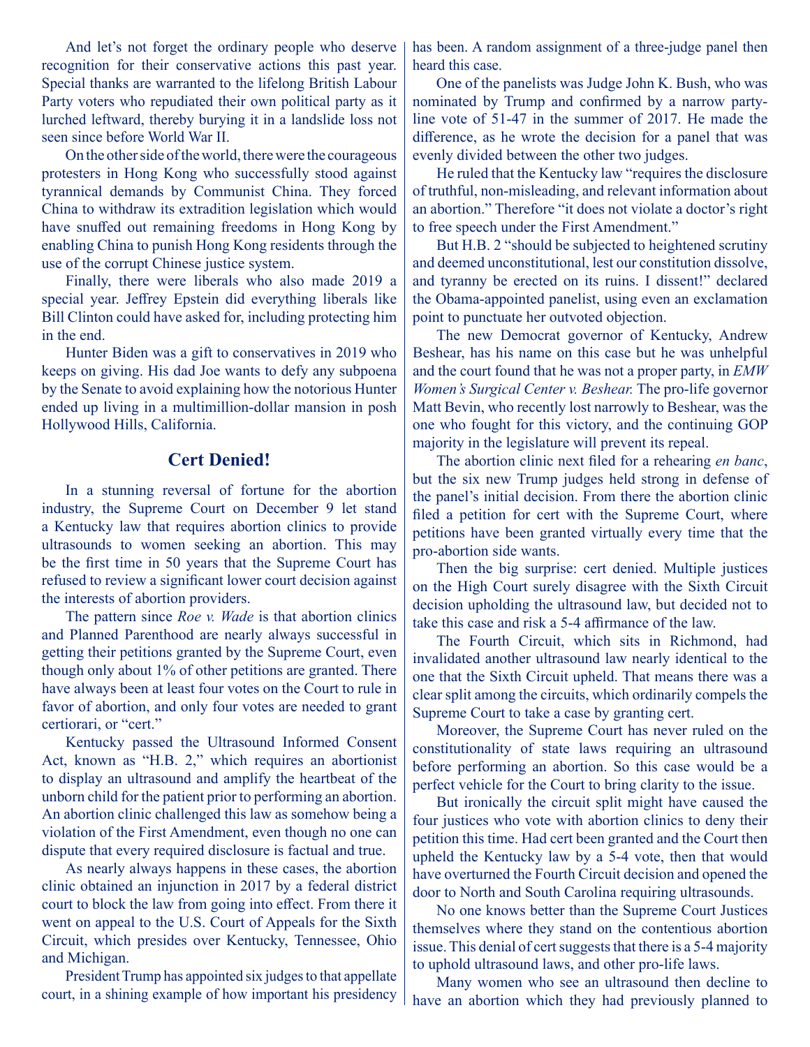And let's not forget the ordinary people who deserve recognition for their conservative actions this past year. Special thanks are warranted to the lifelong British Labour Party voters who repudiated their own political party as it lurched leftward, thereby burying it in a landslide loss not seen since before World War II.

On the other side of the world, there were the courageous protesters in Hong Kong who successfully stood against tyrannical demands by Communist China. They forced China to withdraw its extradition legislation which would have snuffed out remaining freedoms in Hong Kong by enabling China to punish Hong Kong residents through the use of the corrupt Chinese justice system.

Finally, there were liberals who also made 2019 a special year. Jeffrey Epstein did everything liberals like Bill Clinton could have asked for, including protecting him in the end.

Hunter Biden was a gift to conservatives in 2019 who keeps on giving. His dad Joe wants to defy any subpoena by the Senate to avoid explaining how the notorious Hunter ended up living in a multimillion-dollar mansion in posh Hollywood Hills, California.

## Cert Denied!

In a stunning reversal of fortune for the abortion industry, the Supreme Court on December 9 let stand a Kentucky law that requires abortion clinics to provide ultrasounds to women seeking an abortion. This may be the first time in 50 years that the Supreme Court has refused to review a significant lower court decision against the interests of abortion providers.

The pattern since *Roe v. Wade* is that abortion clinics and Planned Parenthood are nearly always successful in getting their petitions granted by the Supreme Court, even though only about 1% of other petitions are granted. There have always been at least four votes on the Court to rule in favor of abortion, and only four votes are needed to grant certiorari, or "cert."

Kentucky passed the Ultrasound Informed Consent Act, known as "H.B. 2," which requires an abortionist to display an ultrasound and amplify the heartbeat of the unborn child for the patient prior to performing an abortion. An abortion clinic challenged this law as somehow being a violation of the First Amendment, even though no one can dispute that every required disclosure is factual and true.

As nearly always happens in these cases, the abortion clinic obtained an injunction in 2017 by a federal district court to block the law from going into effect. From there it went on appeal to the U.S. Court of Appeals for the Sixth Circuit, which presides over Kentucky, Tennessee, Ohio and Michigan.

President Trump has appointed six judges to that appellate court, in a shining example of how important his presidency has been. A random assignment of a three-judge panel then heard this case.

One of the panelists was Judge John K. Bush, who was nominated by Trump and confirmed by a narrow party-line vote of 51-47 in the summer of 2017. He made the difference, as he wrote the decision for a panel that was evenly divided between the other two judges.

He ruled that the Kentucky law "requires the disclosure of truthful, non-misleading, and relevant information about an abortion." Therefore "it does not violate a doctor's right to free speech under the First Amendment."

But H.B. 2 "should be subjected to heightened scrutiny and deemed unconstitutional, lest our constitution dissolve, and tyranny be erected on its ruins. I dissent!" declared the Obama-appointed panelist, using even an exclamation point to punctuate her outvoted objection.

The new Democrat governor of Kentucky, Andrew Beshear, has his name on this case but he was unhelpful and the court found that he was not a proper party, in *EMW Women's Surgical Center v. Beshear.* The pro-life governor Matt Bevin, who recently lost narrowly to Beshear, was the one who fought for this victory, and the continuing GOP majority in the legislature will prevent its repeal.

The abortion clinic next filed for a rehearing *en banc*, but the six new Trump judges held strong in defense of the panel's initial decision. From there the abortion clinic filed a petition for cert with the Supreme Court, where petitions have been granted virtually every time that the pro-abortion side wants.

Then the big surprise: cert denied. Multiple justices on the High Court surely disagree with the Sixth Circuit decision upholding the ultrasound law, but decided not to take this case and risk a 5-4 affirmance of the law.

The Fourth Circuit, which sits in Richmond, had invalidated another ultrasound law nearly identical to the one that the Sixth Circuit upheld. That means there was a clear split among the circuits, which ordinarily compels the Supreme Court to take a case by granting cert.

Moreover, the Supreme Court has never ruled on the constitutionality of state laws requiring an ultrasound before performing an abortion. So this case would be a perfect vehicle for the Court to bring clarity to the issue.

But ironically the circuit split might have caused the four justices who vote with abortion clinics to deny their petition this time. Had cert been granted and the Court then upheld the Kentucky law by a 5-4 vote, then that would have overturned the Fourth Circuit decision and opened the door to North and South Carolina requiring ultrasounds.

No one knows better than the Supreme Court Justices themselves where they stand on the contentious abortion issue. This denial of cert suggests that there is a 5-4 majority to uphold ultrasound laws, and other pro-life laws.

Many women who see an ultrasound then decline to have an abortion which they had previously planned to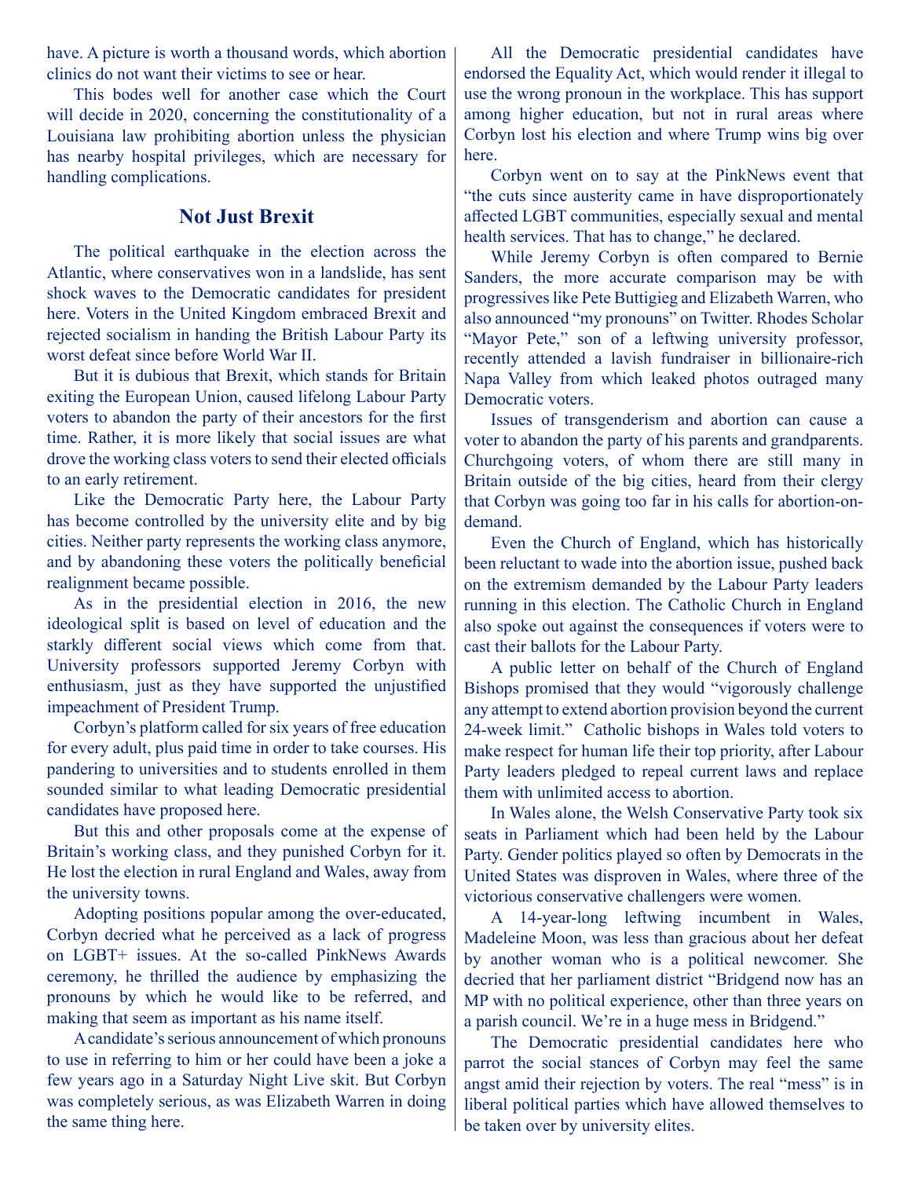have. A picture is worth a thousand words, which abortion clinics do not want their victims to see or hear.

This bodes well for another case which the Court will decide in 2020, concerning the constitutionality of a Louisiana law prohibiting abortion unless the physician has nearby hospital privileges, which are necessary for handling complications.

## Not Just Brexit

The political earthquake in the election across the Atlantic, where conservatives won in a landslide, has sent shock waves to the Democratic candidates for president here. Voters in the United Kingdom embraced Brexit and rejected socialism in handing the British Labour Party its worst defeat since before World War II.

But it is dubious that Brexit, which stands for Britain exiting the European Union, caused lifelong Labour Party voters to abandon the party of their ancestors for the first time. Rather, it is more likely that social issues are what drove the working class voters to send their elected officials to an early retirement.

Like the Democratic Party here, the Labour Party has become controlled by the university elite and by big cities. Neither party represents the working class anymore, and by abandoning these voters the politically beneficial realignment became possible.

As in the presidential election in 2016, the new ideological split is based on level of education and the starkly different social views which come from that. University professors supported Jeremy Corbyn with enthusiasm, just as they have supported the unjustified impeachment of President Trump.

Corbyn's platform called for six years of free education for every adult, plus paid time in order to take courses. His pandering to universities and to students enrolled in them sounded similar to what leading Democratic presidential candidates have proposed here.

But this and other proposals come at the expense of Britain's working class, and they punished Corbyn for it. He lost the election in rural England and Wales, away from the university towns.

Adopting positions popular among the over-educated, Corbyn decried what he perceived as a lack of progress on LGBT+ issues. At the so-called PinkNews Awards ceremony, he thrilled the audience by emphasizing the pronouns by which he would like to be referred, and making that seem as important as his name itself.

A candidate's serious announcement of which pronouns to use in referring to him or her could have been a joke a few years ago in a Saturday Night Live skit. But Corbyn was completely serious, as was Elizabeth Warren in doing the same thing here.

All the Democratic presidential candidates have endorsed the Equality Act, which would render it illegal to use the wrong pronoun in the workplace. This has support among higher education, but not in rural areas where Corbyn lost his election and where Trump wins big over here.

Corbyn went on to say at the PinkNews event that "the cuts since austerity came in have disproportionately affected LGBT communities, especially sexual and mental health services. That has to change," he declared.

While Jeremy Corbyn is often compared to Bernie Sanders, the more accurate comparison may be with progressives like Pete Buttigieg and Elizabeth Warren, who also announced "my pronouns" on Twitter. Rhodes Scholar "Mayor Pete," son of a leftwing university professor, recently attended a lavish fundraiser in billionaire-rich Napa Valley from which leaked photos outraged many Democratic voters.

Issues of transgenderism and abortion can cause a voter to abandon the party of his parents and grandparents. Churchgoing voters, of whom there are still many in Britain outside of the big cities, heard from their clergy that Corbyn was going too far in his calls for abortion-on-demand.

Even the Church of England, which has historically been reluctant to wade into the abortion issue, pushed back on the extremism demanded by the Labour Party leaders running in this election. The Catholic Church in England also spoke out against the consequences if voters were to cast their ballots for the Labour Party.

A public letter on behalf of the Church of England Bishops promised that they would "vigorously challenge any attempt to extend abortion provision beyond the current 24-week limit." Catholic bishops in Wales told voters to make respect for human life their top priority, after Labour Party leaders pledged to repeal current laws and replace them with unlimited access to abortion.

In Wales alone, the Welsh Conservative Party took six seats in Parliament which had been held by the Labour Party. Gender politics played so often by Democrats in the United States was disproven in Wales, where three of the victorious conservative challengers were women.

A 14-year-long leftwing incumbent in Wales, Madeleine Moon, was less than gracious about her defeat by another woman who is a political newcomer. She decried that her parliament district "Bridgend now has an MP with no political experience, other than three years on a parish council. We're in a huge mess in Bridgend."

The Democratic presidential candidates here who parrot the social stances of Corbyn may feel the same angst amid their rejection by voters. The real "mess" is in liberal political parties which have allowed themselves to be taken over by university elites.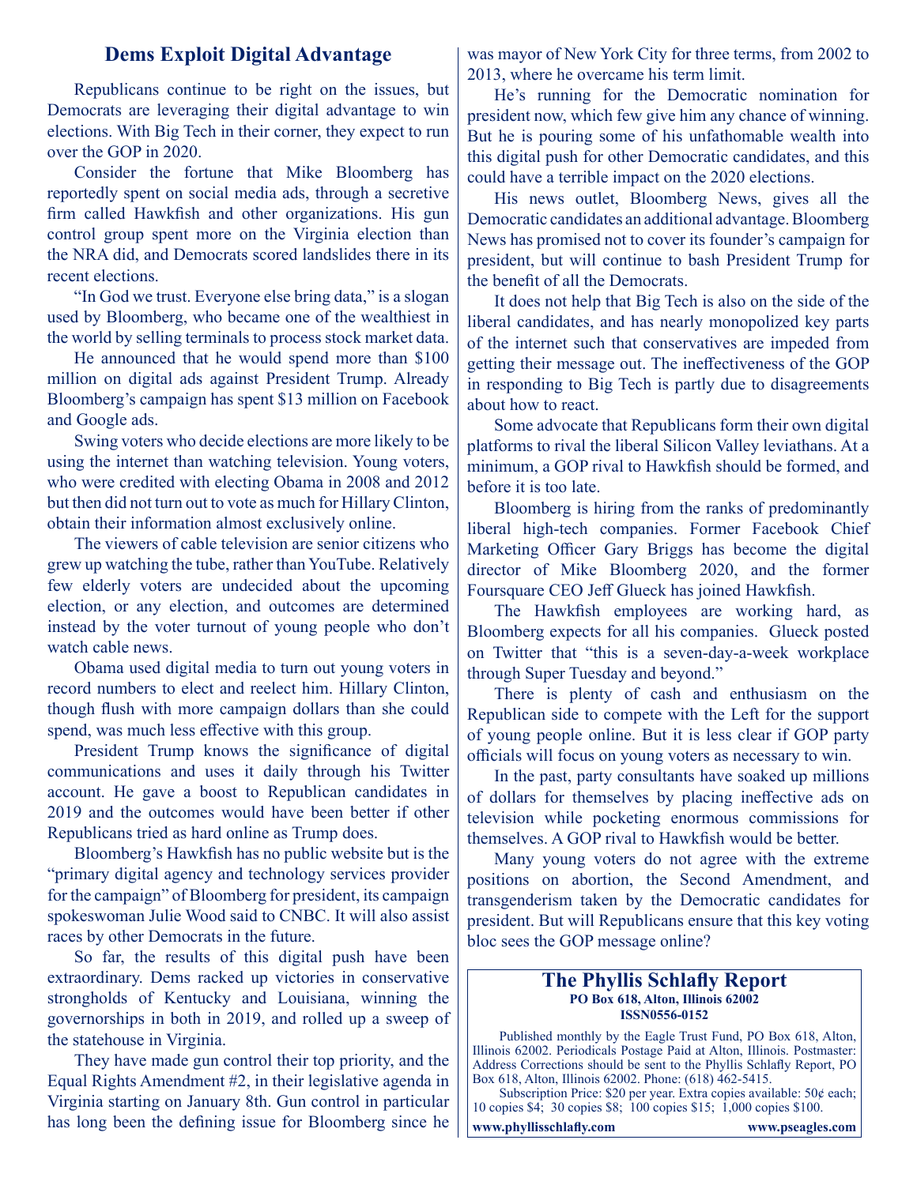## Dems Exploit Digital Advantage

Republicans continue to be right on the issues, but Democrats are leveraging their digital advantage to win elections. With Big Tech in their corner, they expect to run over the GOP in 2020.

Consider the fortune that Mike Bloomberg has reportedly spent on social media ads, through a secretive firm called Hawkfish and other organizations. His gun control group spent more on the Virginia election than the NRA did, and Democrats scored landslides there in its recent elections.

"In God we trust. Everyone else bring data," is a slogan used by Bloomberg, who became one of the wealthiest in the world by selling terminals to process stock market data.

He announced that he would spend more than $100 million on digital ads against President Trump. Already Bloomberg's campaign has spent $13 million on Facebook and Google ads.

Swing voters who decide elections are more likely to be using the internet than watching television. Young voters, who were credited with electing Obama in 2008 and 2012 but then did not turn out to vote as much for Hillary Clinton, obtain their information almost exclusively online.

The viewers of cable television are senior citizens who grew up watching the tube, rather than YouTube. Relatively few elderly voters are undecided about the upcoming election, or any election, and outcomes are determined instead by the voter turnout of young people who don't watch cable news.

Obama used digital media to turn out young voters in record numbers to elect and reelect him. Hillary Clinton, though flush with more campaign dollars than she could spend, was much less effective with this group.

President Trump knows the significance of digital communications and uses it daily through his Twitter account. He gave a boost to Republican candidates in 2019 and the outcomes would have been better if other Republicans tried as hard online as Trump does.

Bloomberg's Hawkfish has no public website but is the "primary digital agency and technology services provider for the campaign" of Bloomberg for president, its campaign spokeswoman Julie Wood said to CNBC. It will also assist races by other Democrats in the future.

So far, the results of this digital push have been extraordinary. Dems racked up victories in conservative strongholds of Kentucky and Louisiana, winning the governorships in both in 2019, and rolled up a sweep of the statehouse in Virginia.

They have made gun control their top priority, and the Equal Rights Amendment #2, in their legislative agenda in Virginia starting on January 8th. Gun control in particular has long been the defining issue for Bloomberg since he was mayor of New York City for three terms, from 2002 to 2013, where he overcame his term limit.

He's running for the Democratic nomination for president now, which few give him any chance of winning. But he is pouring some of his unfathomable wealth into this digital push for other Democratic candidates, and this could have a terrible impact on the 2020 elections.

His news outlet, Bloomberg News, gives all the Democratic candidates an additional advantage. Bloomberg News has promised not to cover its founder's campaign for president, but will continue to bash President Trump for the benefit of all the Democrats.

It does not help that Big Tech is also on the side of the liberal candidates, and has nearly monopolized key parts of the internet such that conservatives are impeded from getting their message out. The ineffectiveness of the GOP in responding to Big Tech is partly due to disagreements about how to react.

Some advocate that Republicans form their own digital platforms to rival the liberal Silicon Valley leviathans. At a minimum, a GOP rival to Hawkfish should be formed, and before it is too late.

Bloomberg is hiring from the ranks of predominantly liberal high-tech companies. Former Facebook Chief Marketing Officer Gary Briggs has become the digital director of Mike Bloomberg 2020, and the former Foursquare CEO Jeff Glueck has joined Hawkfish.

The Hawkfish employees are working hard, as Bloomberg expects for all his companies. Glueck posted on Twitter that "this is a seven-day-a-week workplace through Super Tuesday and beyond."

There is plenty of cash and enthusiasm on the Republican side to compete with the Left for the support of young people online. But it is less clear if GOP party officials will focus on young voters as necessary to win.

In the past, party consultants have soaked up millions of dollars for themselves by placing ineffective ads on television while pocketing enormous commissions for themselves. A GOP rival to Hawkfish would be better.

Many young voters do not agree with the extreme positions on abortion, the Second Amendment, and transgenderism taken by the Democratic candidates for president. But will Republicans ensure that this key voting bloc sees the GOP message online?

---

**The Phyllis Schlafly Report**
**PO Box 618, Alton, Illinois 62002**
**ISSN0556-0152**

Published monthly by the Eagle Trust Fund, PO Box 618, Alton, Illinois 62002. Periodicals Postage Paid at Alton, Illinois. Postmaster: Address Corrections should be sent to the Phyllis Schlafly Report, PO Box 618, Alton, Illinois 62002. Phone: (618) 462-5415.

Subscription Price: $20 per year. Extra copies available: 50¢ each; 10 copies $4; 30 copies $8; 100 copies $15; 1,000 copies $100.

**www.phyllisschlafly.com** **www.pseagles.com**